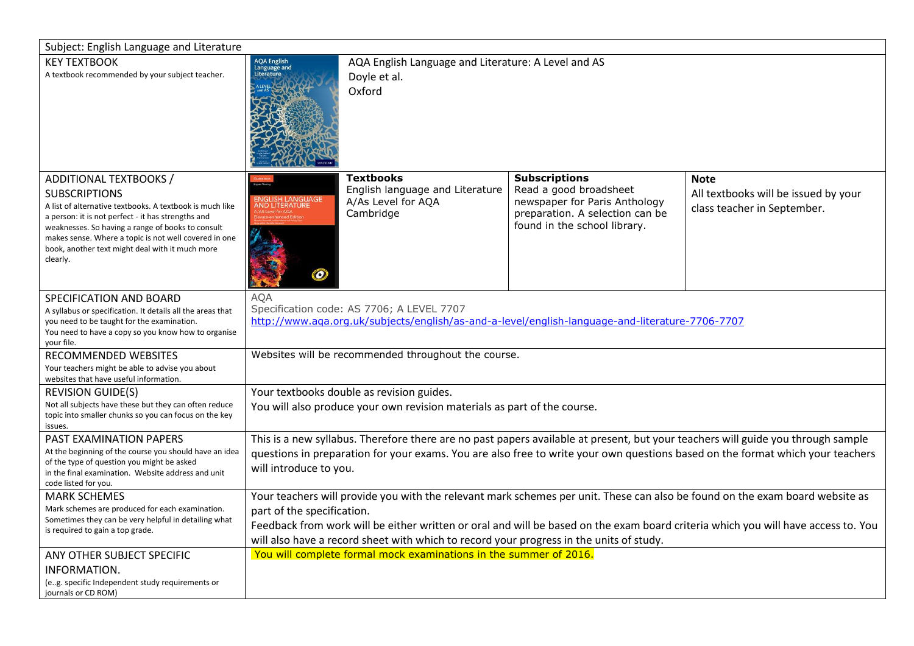| Subject: English Language and Literature | | | | |
|---|---|---|---|---|
| KEY TEXTBOOK<br>A textbook recommended by your subject teacher. | | AQA English Language and Literature: A Level and AS<br>Doyle et al.<br>Oxford | | |
| ADDITIONAL TEXTBOOKS / SUBSCRIPTIONS<br>A list of alternative textbooks. A textbook is much like a person: it is not perfect - it has strengths and weaknesses. So having a range of books to consult makes sense. Where a topic is not well covered in one book, another text might deal with it much more clearly. | | **Textbooks**<br>English language and Literature A/As Level for AQA<br>Cambridge | **Subscriptions**<br>Read a good broadsheet newspaper for Paris Anthology preparation. A selection can be found in the school library. | **Note**<br>All textbooks will be issued by your class teacher in September. |
| SPECIFICATION AND BOARD<br>A syllabus or specification. It details all the areas that you need to be taught for the examination.<br>You need to have a copy so you know how to organise your file. | AQA<br>Specification code: AS 7706; A LEVEL 7707<br>http://www.aqa.org.uk/subjects/english/as-and-a-level/english-language-and-literature-7706-7707 | | | |
| RECOMMENDED WEBSITES<br>Your teachers might be able to advise you about websites that have useful information. | Websites will be recommended throughout the course. | | | |
| REVISION GUIDE(S)<br>Not all subjects have these but they can often reduce topic into smaller chunks so you can focus on the key issues. | Your textbooks double as revision guides.<br>You will also produce your own revision materials as part of the course. | | | |
| PAST EXAMINATION PAPERS<br>At the beginning of the course you should have an idea of the type of question you might be asked in the final examination. Website address and unit code listed for you. | This is a new syllabus. Therefore there are no past papers available at present, but your teachers will guide you through sample questions in preparation for your exams. You are also free to write your own questions based on the format which your teachers will introduce to you. | | | |
| MARK SCHEMES<br>Mark schemes are produced for each examination. Sometimes they can be very helpful in detailing what is required to gain a top grade. | Your teachers will provide you with the relevant mark schemes per unit. These can also be found on the exam board website as part of the specification.<br>Feedback from work will be either written or oral and will be based on the exam board criteria which you will have access to. You will also have a record sheet with which to record your progress in the units of study. | | | |
| ANY OTHER SUBJECT SPECIFIC INFORMATION.<br>(e..g. specific Independent study requirements or journals or CD ROM) | You will complete formal mock examinations in the summer of 2016. | | | |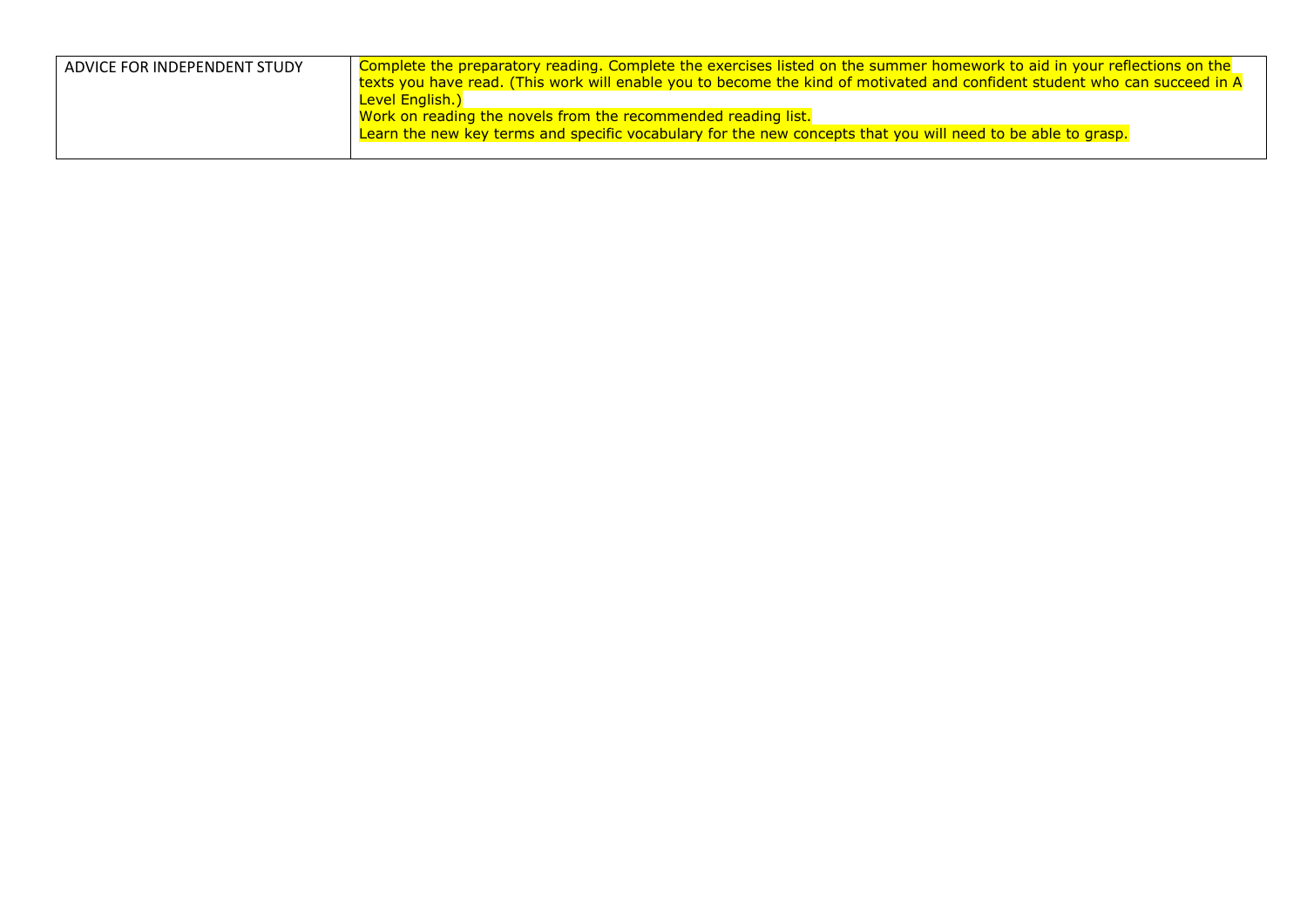| | |
|---|---|
| ADVICE FOR INDEPENDENT STUDY | Complete the preparatory reading. Complete the exercises listed on the summer homework to aid in your reflections on the texts you have read. (This work will enable you to become the kind of motivated and confident student who can succeed in A Level English.)<br>Work on reading the novels from the recommended reading list.<br>Learn the new key terms and specific vocabulary for the new concepts that you will need to be able to grasp. |